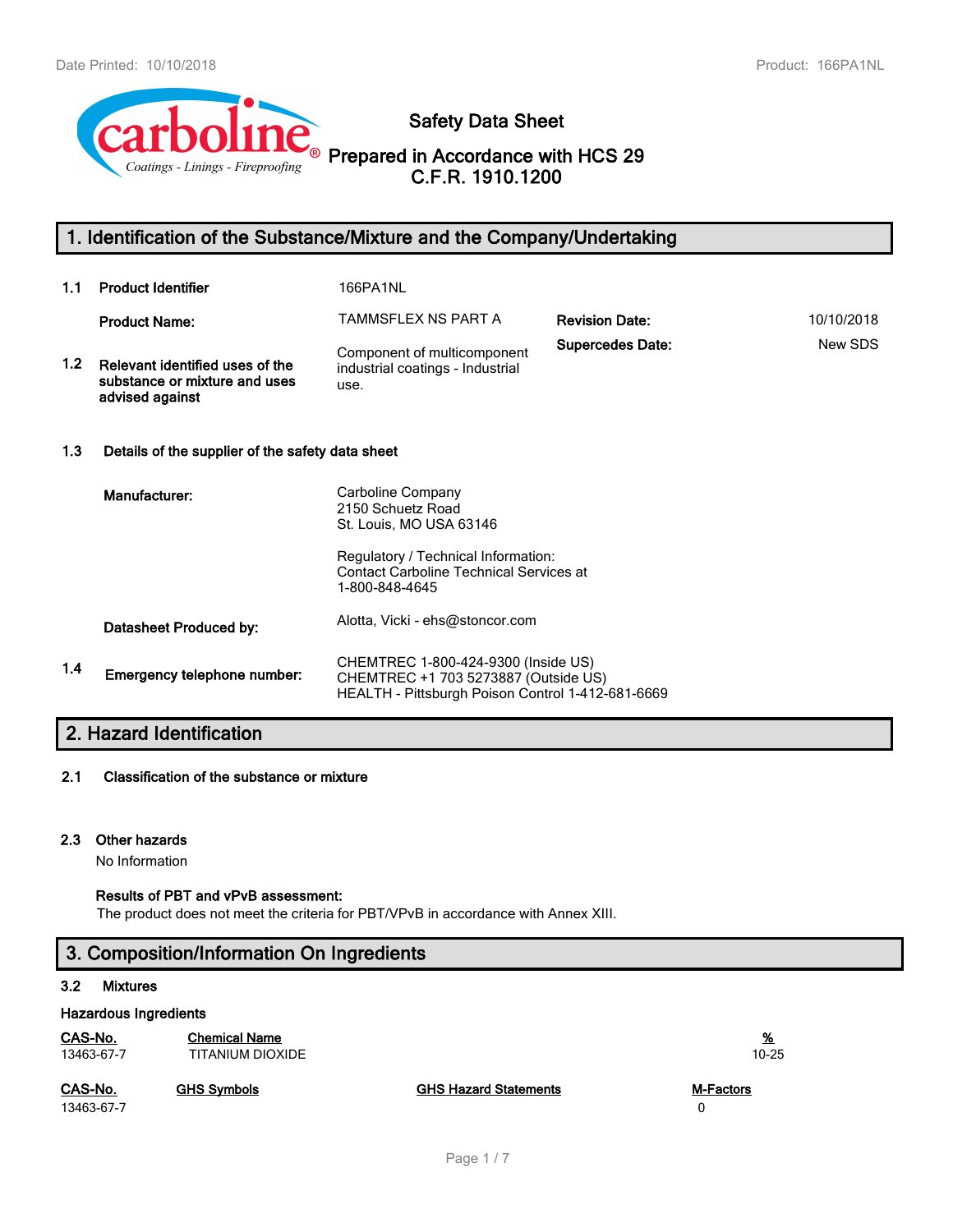# Safety Data Sheet

## Prepared in Accordance with HCS 29 C.F.R. 1910.1200

## 1. Identification of the Substance/Mixture and the Company/Undertaking

**1.1 Product Identifier** 166PA1NL

**Product Name:** TAMMSFLEX NS PART A

**Revision Date:** 10/10/2018

**Supercedes Date:** New SDS

**1.2 Relevant identified uses of the substance or mixture and uses advised against**

Component of multicomponent industrial coatings - Industrial use.

**1.3 Details of the supplier of the safety data sheet**

**Manufacturer:**

Carboline Company
2150 Schuetz Road
St. Louis, MO USA 63146

Regulatory / Technical Information:
Contact Carboline Technical Services at
1-800-848-4645

**Datasheet Produced by:** Alotta, Vicki - ehs@stoncor.com

**1.4 Emergency telephone number:**

CHEMTREC 1-800-424-9300 (Inside US)
CHEMTREC +1 703 5273887 (Outside US)
HEALTH - Pittsburgh Poison Control 1-412-681-6669

## 2. Hazard Identification

**2.1 Classification of the substance or mixture**

**2.3 Other hazards**

No Information

**Results of PBT and vPvB assessment:**

The product does not meet the criteria for PBT/VPvB in accordance with Annex XIII.

## 3. Composition/Information On Ingredients

**3.2 Mixtures**

**Hazardous Ingredients**

| CAS-No. | Chemical Name | % |
|---|---|---|
| 13463-67-7 | TITANIUM DIOXIDE | 10-25 |

| CAS-No. | GHS Symbols | GHS Hazard Statements | M-Factors |
|---|---|---|---|
| 13463-67-7 | | | 0 |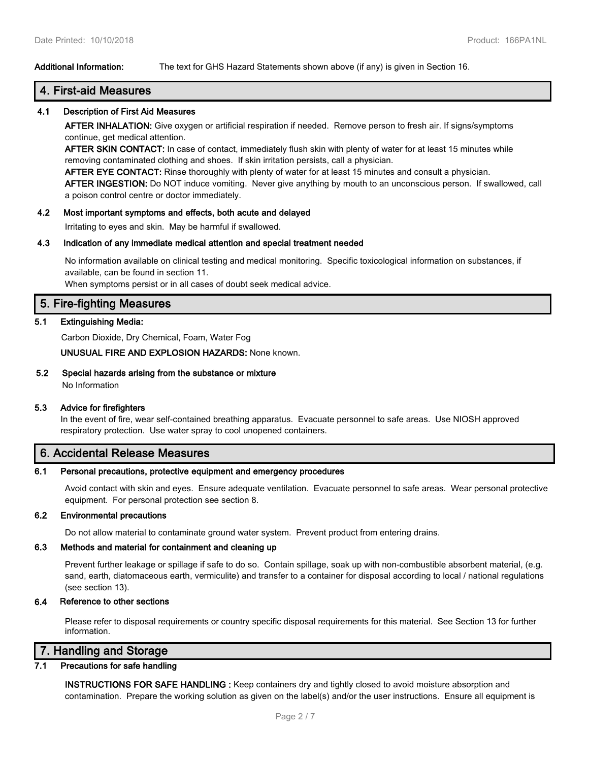**Additional Information:** The text for GHS Hazard Statements shown above (if any) is given in Section 16.

## 4. First-aid Measures

### 4.1 Description of First Aid Measures

**AFTER INHALATION:** Give oxygen or artificial respiration if needed. Remove person to fresh air. If signs/symptoms continue, get medical attention.

**AFTER SKIN CONTACT:** In case of contact, immediately flush skin with plenty of water for at least 15 minutes while removing contaminated clothing and shoes. If skin irritation persists, call a physician.

**AFTER EYE CONTACT:** Rinse thoroughly with plenty of water for at least 15 minutes and consult a physician.

**AFTER INGESTION:** Do NOT induce vomiting. Never give anything by mouth to an unconscious person. If swallowed, call a poison control centre or doctor immediately.

### 4.2 Most important symptoms and effects, both acute and delayed

Irritating to eyes and skin. May be harmful if swallowed.

### 4.3 Indication of any immediate medical attention and special treatment needed

No information available on clinical testing and medical monitoring. Specific toxicological information on substances, if available, can be found in section 11.

When symptoms persist or in all cases of doubt seek medical advice.

## 5. Fire-fighting Measures

### 5.1 Extinguishing Media:

Carbon Dioxide, Dry Chemical, Foam, Water Fog

**UNUSUAL FIRE AND EXPLOSION HAZARDS:** None known.

### 5.2 Special hazards arising from the substance or mixture

No Information

### 5.3 Advice for firefighters

In the event of fire, wear self-contained breathing apparatus. Evacuate personnel to safe areas. Use NIOSH approved respiratory protection. Use water spray to cool unopened containers.

## 6. Accidental Release Measures

### 6.1 Personal precautions, protective equipment and emergency procedures

Avoid contact with skin and eyes. Ensure adequate ventilation. Evacuate personnel to safe areas. Wear personal protective equipment. For personal protection see section 8.

### 6.2 Environmental precautions

Do not allow material to contaminate ground water system. Prevent product from entering drains.

### 6.3 Methods and material for containment and cleaning up

Prevent further leakage or spillage if safe to do so. Contain spillage, soak up with non-combustible absorbent material, (e.g. sand, earth, diatomaceous earth, vermiculite) and transfer to a container for disposal according to local / national regulations (see section 13).

### 6.4 Reference to other sections

Please refer to disposal requirements or country specific disposal requirements for this material. See Section 13 for further information.

## 7. Handling and Storage

### 7.1 Precautions for safe handling

**INSTRUCTIONS FOR SAFE HANDLING :** Keep containers dry and tightly closed to avoid moisture absorption and contamination. Prepare the working solution as given on the label(s) and/or the user instructions. Ensure all equipment is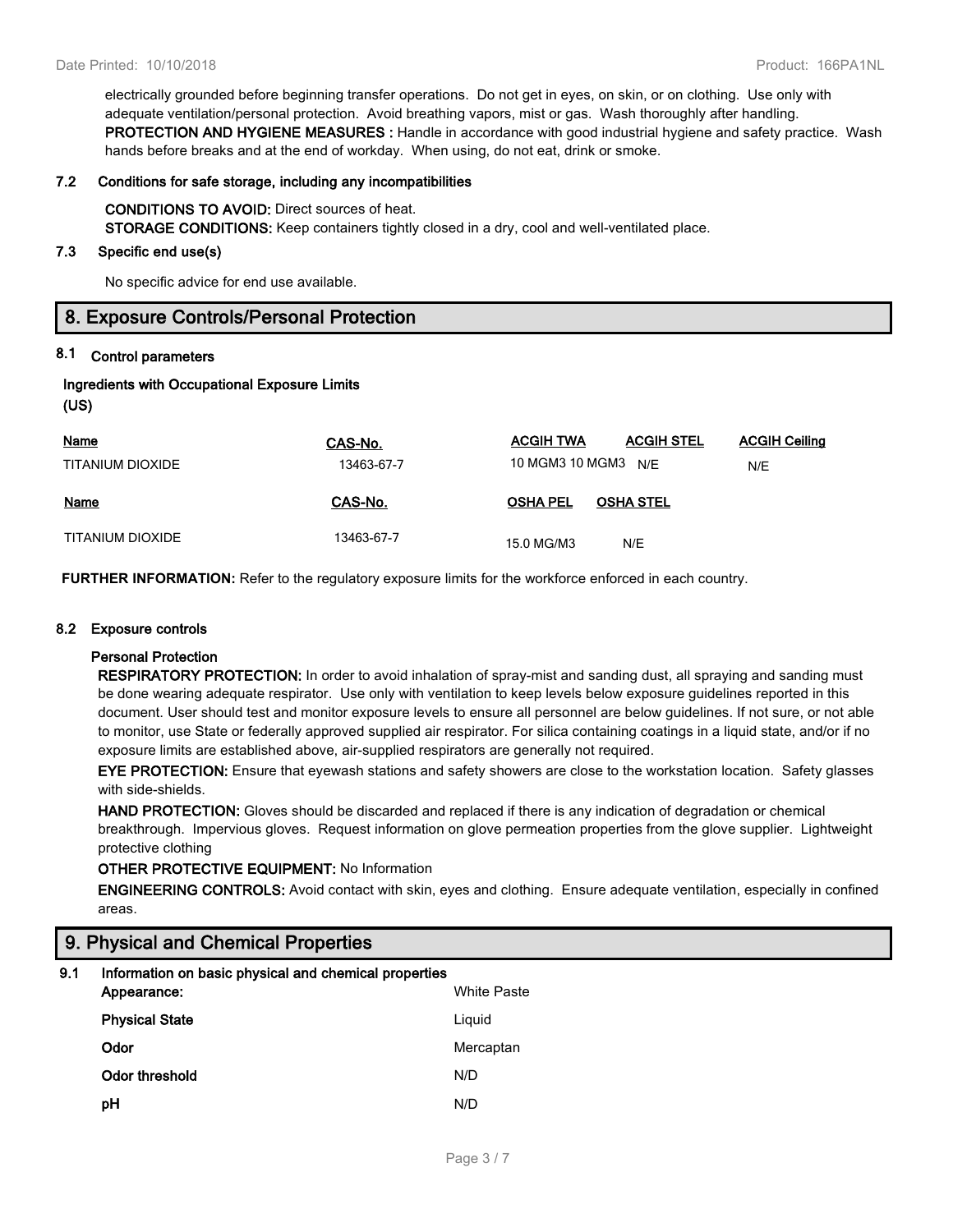electrically grounded before beginning transfer operations. Do not get in eyes, on skin, or on clothing. Use only with adequate ventilation/personal protection. Avoid breathing vapors, mist or gas. Wash thoroughly after handling.

**PROTECTION AND HYGIENE MEASURES :** Handle in accordance with good industrial hygiene and safety practice. Wash hands before breaks and at the end of workday. When using, do not eat, drink or smoke.

### 7.2 Conditions for safe storage, including any incompatibilities

**CONDITIONS TO AVOID:** Direct sources of heat.

**STORAGE CONDITIONS:** Keep containers tightly closed in a dry, cool and well-ventilated place.

### 7.3 Specific end use(s)

No specific advice for end use available.

## 8. Exposure Controls/Personal Protection

### 8.1 Control parameters

**Ingredients with Occupational Exposure Limits (US)**

| Name | CAS-No. | ACGIH TWA | ACGIH STEL | ACGIH Ceiling |
|---|---|---|---|---|
| TITANIUM DIOXIDE | 13463-67-7 | 10 MGM3 10 MGM3 | N/E | N/E |

| Name | CAS-No. | OSHA PEL | OSHA STEL |
|---|---|---|---|
| TITANIUM DIOXIDE | 13463-67-7 | 15.0 MG/M3 | N/E |

**FURTHER INFORMATION:** Refer to the regulatory exposure limits for the workforce enforced in each country.

### 8.2 Exposure controls

**Personal Protection**

**RESPIRATORY PROTECTION:** In order to avoid inhalation of spray-mist and sanding dust, all spraying and sanding must be done wearing adequate respirator. Use only with ventilation to keep levels below exposure guidelines reported in this document. User should test and monitor exposure levels to ensure all personnel are below guidelines. If not sure, or not able to monitor, use State or federally approved supplied air respirator. For silica containing coatings in a liquid state, and/or if no exposure limits are established above, air-supplied respirators are generally not required.

**EYE PROTECTION:** Ensure that eyewash stations and safety showers are close to the workstation location. Safety glasses with side-shields.

**HAND PROTECTION:** Gloves should be discarded and replaced if there is any indication of degradation or chemical breakthrough. Impervious gloves. Request information on glove permeation properties from the glove supplier. Lightweight protective clothing

**OTHER PROTECTIVE EQUIPMENT:** No Information

**ENGINEERING CONTROLS:** Avoid contact with skin, eyes and clothing. Ensure adequate ventilation, especially in confined areas.

## 9. Physical and Chemical Properties

### 9.1 Information on basic physical and chemical properties

| | |
|---|---|
| **Appearance:** | White Paste |
| **Physical State** | Liquid |
| **Odor** | Mercaptan |
| **Odor threshold** | N/D |
| **pH** | N/D |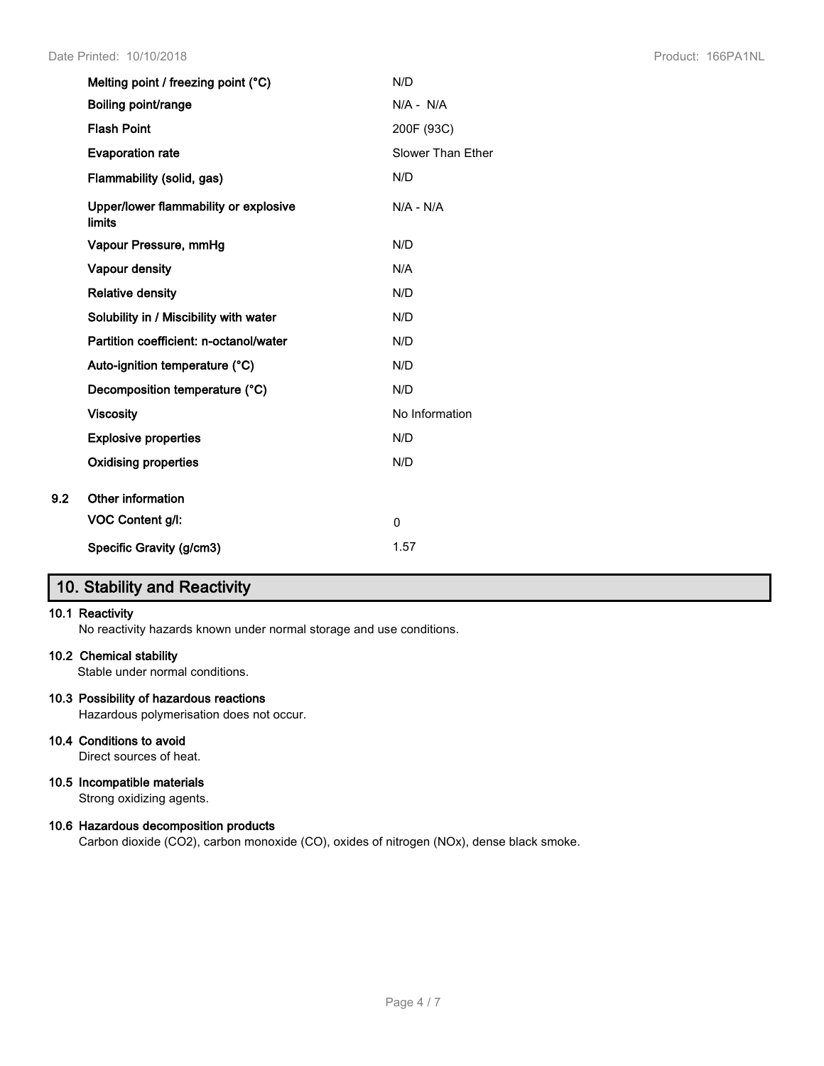| Property | Value |
| --- | --- |
| **Melting point / freezing point (°C)** | N/D |
| **Boiling point/range** | N/A - N/A |
| **Flash Point** | 200F (93C) |
| **Evaporation rate** | Slower Than Ether |
| **Flammability (solid, gas)** | N/D |
| **Upper/lower flammability or explosive limits** | N/A - N/A |
| **Vapour Pressure, mmHg** | N/D |
| **Vapour density** | N/A |
| **Relative density** | N/D |
| **Solubility in / Miscibility with water** | N/D |
| **Partition coefficient: n-octanol/water** | N/D |
| **Auto-ignition temperature (°C)** | N/D |
| **Decomposition temperature (°C)** | N/D |
| **Viscosity** | No Information |
| **Explosive properties** | N/D |
| **Oxidising properties** | N/D |

**9.2 Other information**

| Property | Value |
| --- | --- |
| **VOC Content g/l:** | 0 |
| **Specific Gravity (g/cm3)** | 1.57 |

## 10. Stability and Reactivity

**10.1 Reactivity**

No reactivity hazards known under normal storage and use conditions.

**10.2 Chemical stability**

Stable under normal conditions.

**10.3 Possibility of hazardous reactions**

Hazardous polymerisation does not occur.

**10.4 Conditions to avoid**

Direct sources of heat.

**10.5 Incompatible materials**

Strong oxidizing agents.

**10.6 Hazardous decomposition products**

Carbon dioxide ($CO_2$), carbon monoxide (CO), oxides of nitrogen ($NO_x$), dense black smoke.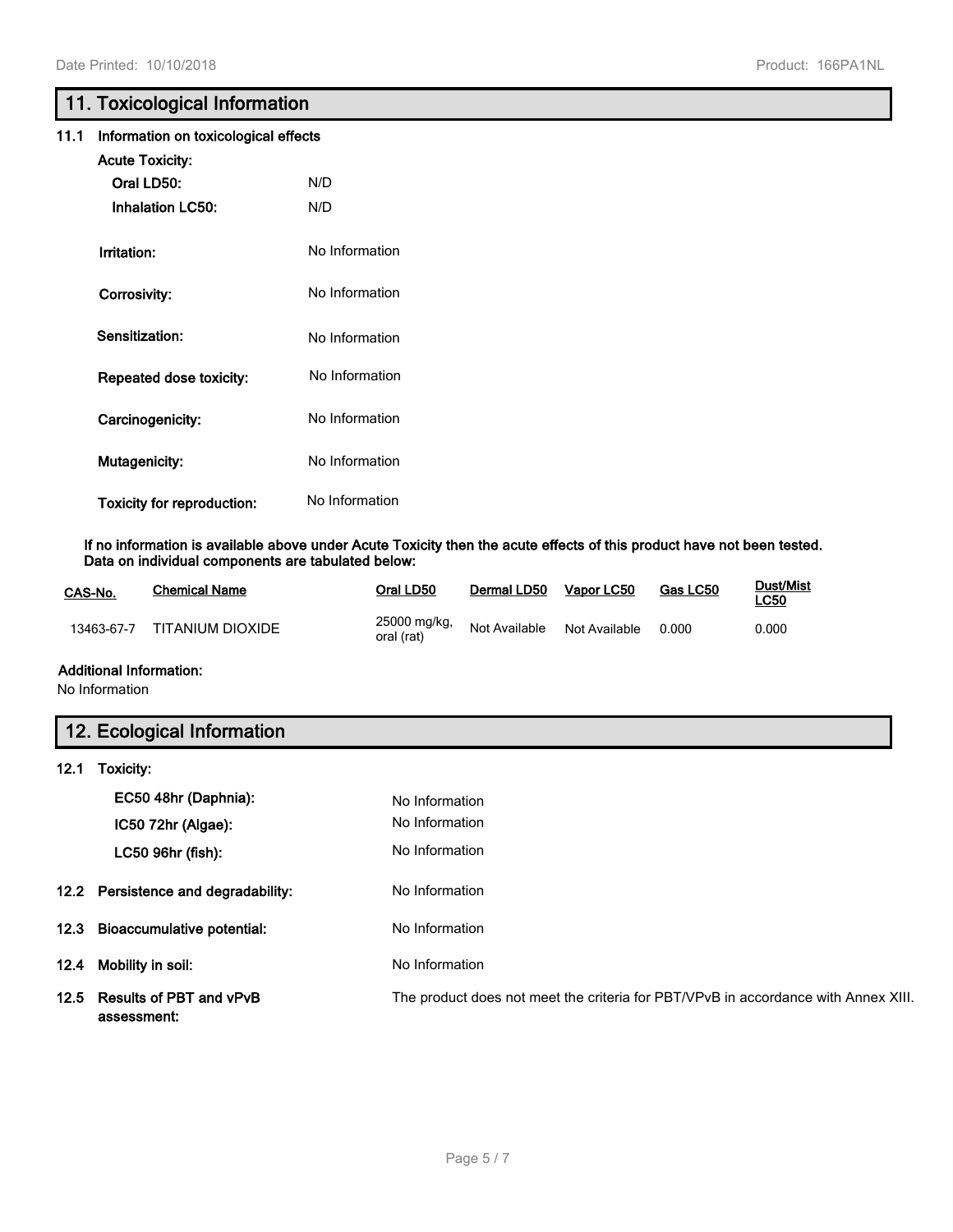## 11. Toxicological Information

### 11.1 Information on toxicological effects

**Acute Toxicity:**

| | |
|---|---|
| **Oral LD50:** | N/D |
| **Inhalation LC50:** | N/D |
| **Irritation:** | No Information |
| **Corrosivity:** | No Information |
| **Sensitization:** | No Information |
| **Repeated dose toxicity:** | No Information |
| **Carcinogenicity:** | No Information |
| **Mutagenicity:** | No Information |
| **Toxicity for reproduction:** | No Information |

**If no information is available above under Acute Toxicity then the acute effects of this product have not been tested. Data on individual components are tabulated below:**

| CAS-No. | Chemical Name | Oral LD50 | Dermal LD50 | Vapor LC50 | Gas LC50 | Dust/Mist LC50 |
|---|---|---|---|---|---|---|
| 13463-67-7 | TITANIUM DIOXIDE | 25000 mg/kg, oral (rat) | Not Available | Not Available | 0.000 | 0.000 |

**Additional Information:**

No Information

## 12. Ecological Information

### 12.1 Toxicity:

| | |
|---|---|
| **EC50 48hr (Daphnia):** | No Information |
| **IC50 72hr (Algae):** | No Information |
| **LC50 96hr (fish):** | No Information |

| | |
|---|---|
| **12.2 Persistence and degradability:** | No Information |
| **12.3 Bioaccumulative potential:** | No Information |
| **12.4 Mobility in soil:** | No Information |
| **12.5 Results of PBT and vPvB assessment:** | The product does not meet the criteria for PBT/VPvB in accordance with Annex XIII. |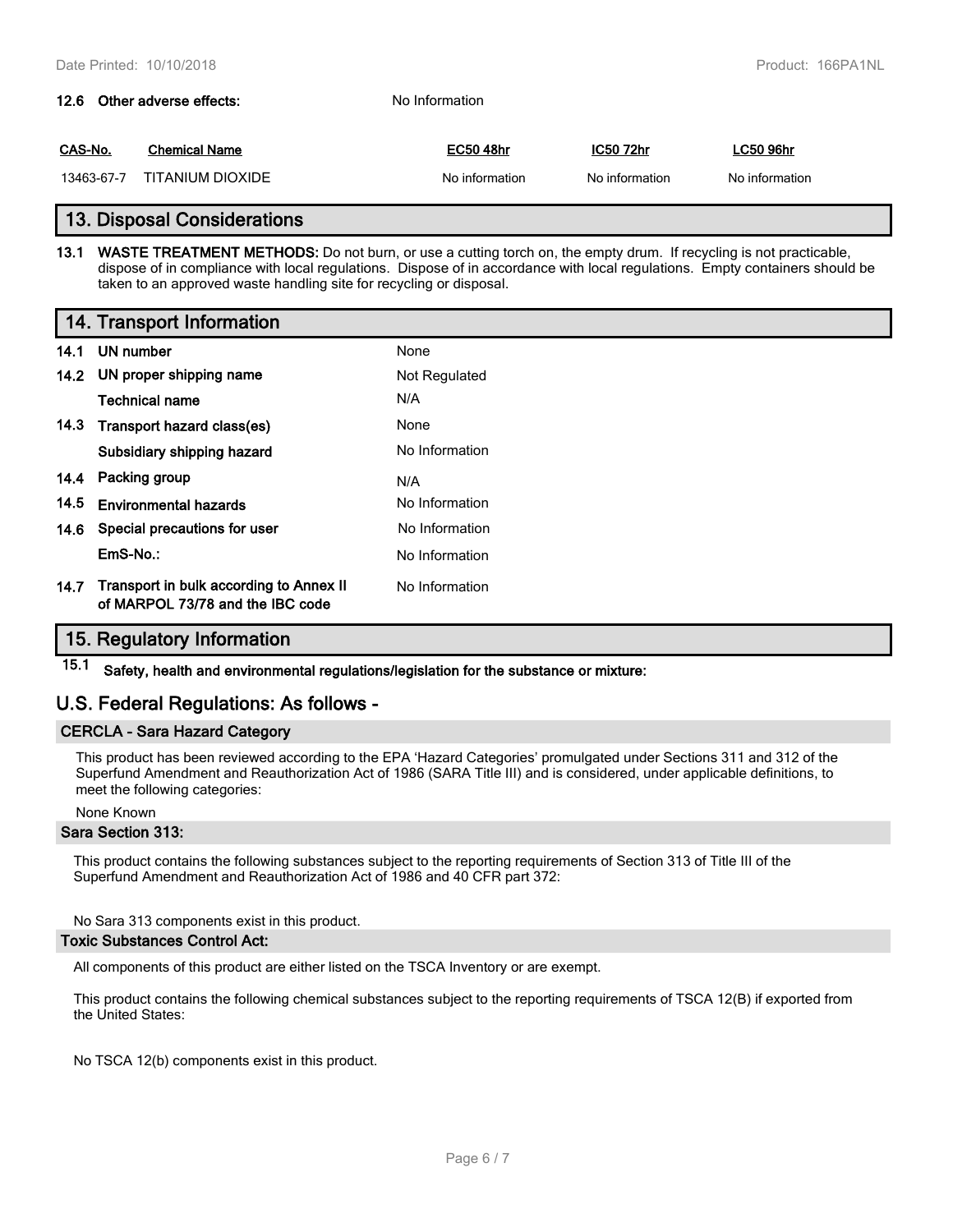**12.6 Other adverse effects:** No Information

| CAS-No. | Chemical Name | EC50 48hr | IC50 72hr | LC50 96hr |
|---|---|---|---|---|
| 13463-67-7 | TITANIUM DIOXIDE | No information | No information | No information |

## 13. Disposal Considerations

**13.1 WASTE TREATMENT METHODS:** Do not burn, or use a cutting torch on, the empty drum. If recycling is not practicable, dispose of in compliance with local regulations. Dispose of in accordance with local regulations. Empty containers should be taken to an approved waste handling site for recycling or disposal.

## 14. Transport Information

| | | |
|---|---|---|
| **14.1** | **UN number** | None |
| **14.2** | **UN proper shipping name** | Not Regulated |
| | **Technical name** | N/A |
| **14.3** | **Transport hazard class(es)** | None |
| | **Subsidiary shipping hazard** | No Information |
| **14.4** | **Packing group** | N/A |
| **14.5** | **Environmental hazards** | No Information |
| **14.6** | **Special precautions for user** | No Information |
| | **EmS-No.:** | No Information |
| **14.7** | **Transport in bulk according to Annex II of MARPOL 73/78 and the IBC code** | No Information |

## 15. Regulatory Information

**15.1 Safety, health and environmental regulations/legislation for the substance or mixture:**

## U.S. Federal Regulations: As follows -

### CERCLA - Sara Hazard Category

This product has been reviewed according to the EPA 'Hazard Categories' promulgated under Sections 311 and 312 of the Superfund Amendment and Reauthorization Act of 1986 (SARA Title III) and is considered, under applicable definitions, to meet the following categories:

None Known

### Sara Section 313:

This product contains the following substances subject to the reporting requirements of Section 313 of Title III of the Superfund Amendment and Reauthorization Act of 1986 and 40 CFR part 372:

No Sara 313 components exist in this product.

### Toxic Substances Control Act:

All components of this product are either listed on the TSCA Inventory or are exempt.

This product contains the following chemical substances subject to the reporting requirements of TSCA 12(B) if exported from the United States:

No TSCA 12(b) components exist in this product.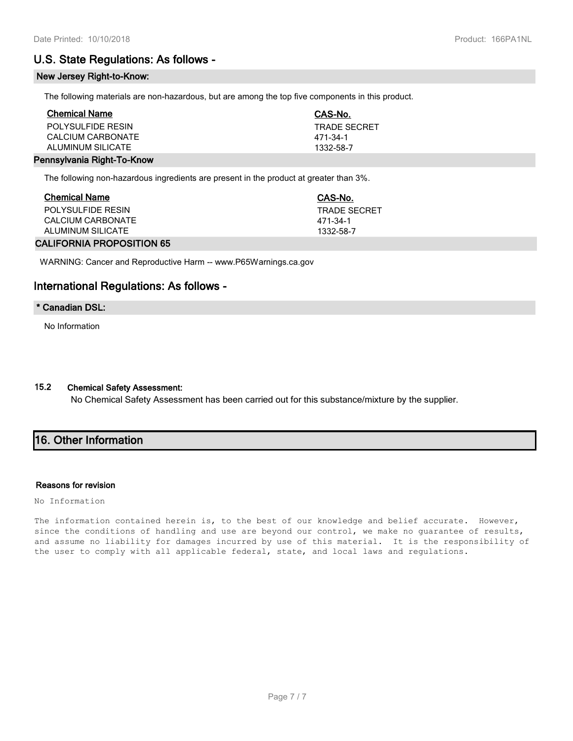## U.S. State Regulations: As follows -

### New Jersey Right-to-Know:

The following materials are non-hazardous, but are among the top five components in this product.

| Chemical Name | CAS-No. |
| --- | --- |
| POLYSULFIDE RESIN | TRADE SECRET |
| CALCIUM CARBONATE | 471-34-1 |
| ALUMINUM SILICATE | 1332-58-7 |

### Pennsylvania Right-To-Know

The following non-hazardous ingredients are present in the product at greater than 3%.

| Chemical Name | CAS-No. |
| --- | --- |
| POLYSULFIDE RESIN | TRADE SECRET |
| CALCIUM CARBONATE | 471-34-1 |
| ALUMINUM SILICATE | 1332-58-7 |

### CALIFORNIA PROPOSITION 65

WARNING: Cancer and Reproductive Harm -- www.P65Warnings.ca.gov

## International Regulations: As follows -

### * Canadian DSL:

No Information

### 15.2 Chemical Safety Assessment:

No Chemical Safety Assessment has been carried out for this substance/mixture by the supplier.

## 16. Other Information

### Reasons for revision

No Information

The information contained herein is, to the best of our knowledge and belief accurate. However, since the conditions of handling and use are beyond our control, we make no guarantee of results, and assume no liability for damages incurred by use of this material. It is the responsibility of the user to comply with all applicable federal, state, and local laws and regulations.